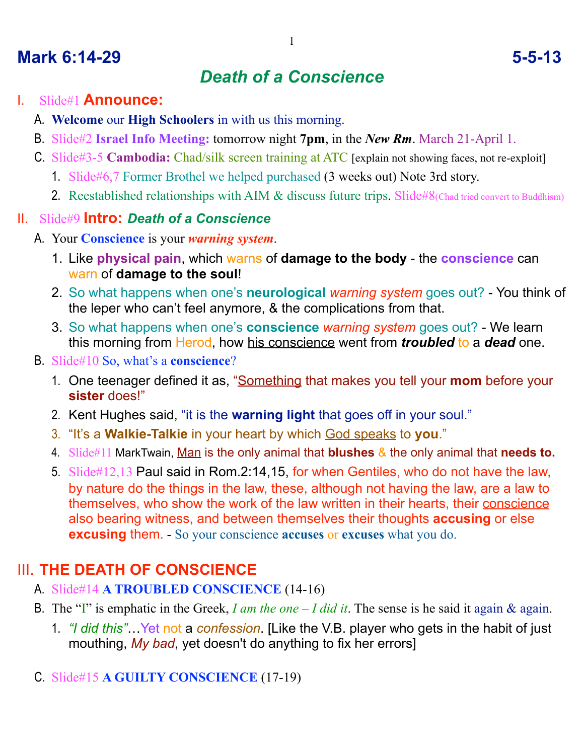# Mark 6:14-29 5-5-13

## *Death of a Conscience*

I. Slide#1 **Announce:**

A. **Welcome** our **High Schoolers** in with us this morning.

B. Slide#2 **Israel Info Meeting:** tomorrow night **7pm**, in the ***New Rm***. March 21-April 1.

C. Slide#3-5 **Cambodia:** Chad/silk screen training at ATC [explain not showing faces, not re-exploit]

1. Slide#6,7 Former Brothel we helped purchased (3 weeks out) Note 3rd story.
2. Reestablished relationships with AIM & discuss future trips. Slide#8(Chad tried convert to Buddhism)

II. Slide#9 **Intro:** ***Death of a Conscience***

A. Your **Conscience** is your ***warning system***.

1. Like **physical pain**, which warns of **damage to the body** - the **conscience** can warn of **damage to the soul**!
2. So what happens when one's **neurological** *warning system* goes out? - You think of the leper who can't feel anymore, & the complications from that.
3. So what happens when one's **conscience** *warning system* goes out? - We learn this morning from Herod, how his conscience went from ***troubled*** to a ***dead*** one.

B. Slide#10 So, what's a **conscience**?

1. One teenager defined it as, "Something that makes you tell your **mom** before your **sister** does!"
2. Kent Hughes said, "it is the **warning light** that goes off in your soul."
3. "It's a **Walkie-Talkie** in your heart by which God speaks to **you**."
4. Slide#11 MarkTwain, Man is the only animal that **blushes** & the only animal that **needs to.**
5. Slide#12,13 Paul said in Rom.2:14,15, for when Gentiles, who do not have the law, by nature do the things in the law, these, although not having the law, are a law to themselves, who show the work of the law written in their hearts, their conscience also bearing witness, and between themselves their thoughts **accusing** or else **excusing** them. - So your conscience **accuses** or **excuses** what you do.

## III. THE DEATH OF CONSCIENCE

A. Slide#14 **A TROUBLED CONSCIENCE** (14-16)

B. The "I" is emphatic in the Greek, *I am the one – I did it*. The sense is he said it again & again.

1. *"I did this"*…Yet not a *confession*. [Like the V.B. player who gets in the habit of just mouthing, *My bad*, yet doesn't do anything to fix her errors]

C. Slide#15 **A GUILTY CONSCIENCE** (17-19)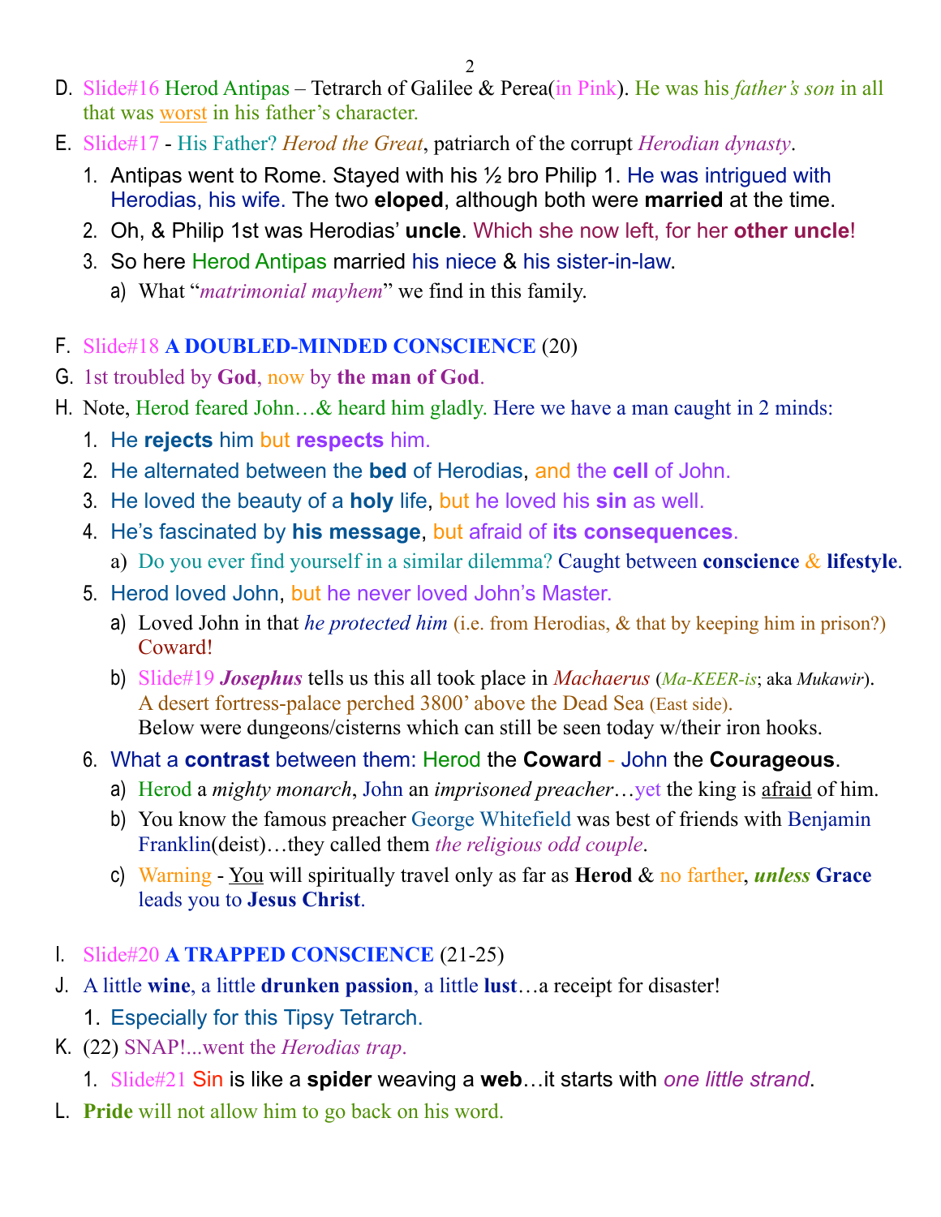D. Slide#16 Herod Antipas – Tetrarch of Galilee & Perea(in Pink). He was his *father's son* in all that was worst in his father's character.

E. Slide#17 - His Father? *Herod the Great*, patriarch of the corrupt *Herodian dynasty*.

1. Antipas went to Rome. Stayed with his ½ bro Philip 1. He was intrigued with Herodias, his wife. The two **eloped**, although both were **married** at the time.
2. Oh, & Philip 1st was Herodias' **uncle**. Which she now left, for her **other uncle**!
3. So here Herod Antipas married his niece & his sister-in-law.
   a) What "*matrimonial mayhem*" we find in this family.

F. Slide#18 **A DOUBLED-MINDED CONSCIENCE** (20)

G. 1st troubled by **God**, now by **the man of God**.

H. Note, Herod feared John…& heard him gladly. Here we have a man caught in 2 minds:

1. He **rejects** him but **respects** him.
2. He alternated between the **bed** of Herodias, and the **cell** of John.
3. He loved the beauty of a **holy** life, but he loved his **sin** as well.
4. He's fascinated by **his message**, but afraid of **its consequences**.
   a) Do you ever find yourself in a similar dilemma? Caught between **conscience** & **lifestyle**.
5. Herod loved John, but he never loved John's Master.
   a) Loved John in that *he protected him* (i.e. from Herodias, & that by keeping him in prison?) Coward!
   b) Slide#19 ***Josephus*** tells us this all took place in *Machaerus* (*Ma-KEER-is*; aka *Mukawir*). A desert fortress-palace perched 3800' above the Dead Sea (East side). Below were dungeons/cisterns which can still be seen today w/their iron hooks.
6. What a **contrast** between them: Herod the **Coward** - John the **Courageous**.
   a) Herod a *mighty monarch*, John an *imprisoned preacher*…yet the king is afraid of him.
   b) You know the famous preacher George Whitefield was best of friends with Benjamin Franklin(deist)…they called them *the religious odd couple*.
   c) Warning - You will spiritually travel only as far as **Herod** & no farther, ***unless*** **Grace** leads you to **Jesus Christ**.

I. Slide#20 **A TRAPPED CONSCIENCE** (21-25)

J. A little **wine**, a little **drunken passion**, a little **lust**…a receipt for disaster!

1. Especially for this Tipsy Tetrarch.

K. (22) SNAP!...went the *Herodias trap*.

1. Slide#21 Sin is like a **spider** weaving a **web**…it starts with *one little strand*.

L. **Pride** will not allow him to go back on his word.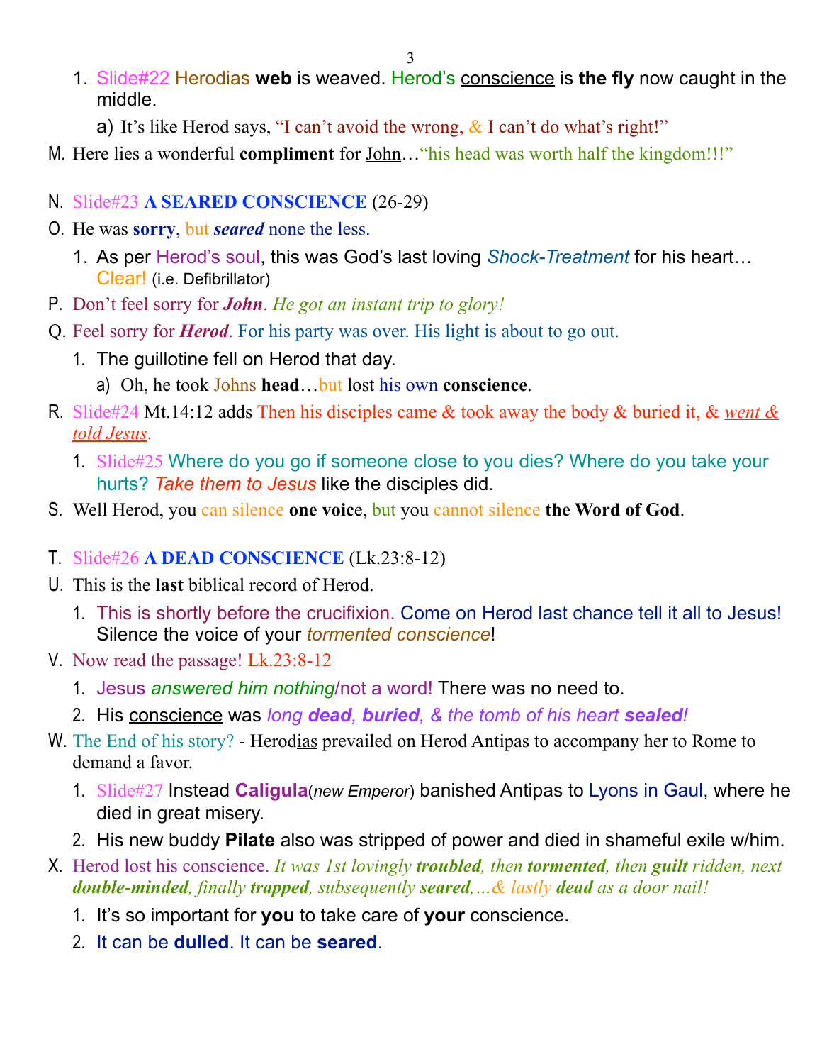1. Slide#22 Herodias **web** is weaved. Herod's <u>conscience</u> is **the fly** now caught in the middle.
   a) It's like Herod says, "I can't avoid the wrong, & I can't do what's right!"

M. Here lies a wonderful **compliment** for <u>John</u>…"his head was worth half the kingdom!!!"

N. Slide#23 **A SEARED CONSCIENCE** (26-29)

O. He was **sorry**, but ***seared*** none the less.
   1. As per Herod's soul, this was God's last loving *Shock-Treatment* for his heart… Clear! (i.e. Defibrillator)

P. Don't feel sorry for ***John***. *He got an instant trip to glory!*

Q. Feel sorry for ***Herod***. For his party was over. His light is about to go out.
   1. The guillotine fell on Herod that day.
      a) Oh, he took Johns **head**…but lost his own **conscience**.

R. Slide#24 Mt.14:12 adds Then his disciples came & took away the body & buried it, & <u>*went & told Jesus*</u>.
   1. Slide#25 Where do you go if someone close to you dies? Where do you take your hurts? *Take them to Jesus* like the disciples did.

S. Well Herod, you can silence **one voice**, but you cannot silence **the Word of God**.

T. Slide#26 **A DEAD CONSCIENCE** (Lk.23:8-12)

U. This is the **last** biblical record of Herod.
   1. This is shortly before the crucifixion. Come on Herod last chance tell it all to Jesus! Silence the voice of your *tormented conscience*!

V. Now read the passage! Lk.23:8-12
   1. Jesus *answered him nothing*/not a word! There was no need to.
   2. His <u>conscience</u> was *long **dead**, **buried**, & the tomb of his heart **sealed**!*

W. The End of his story? - Herod<u>ias</u> prevailed on Herod Antipas to accompany her to Rome to demand a favor.
   1. Slide#27 Instead **Caligula**(*new Emperor*) banished Antipas to Lyons in Gaul, where he died in great misery.
   2. His new buddy **Pilate** also was stripped of power and died in shameful exile w/him.

X. Herod lost his conscience. *It was 1st lovingly **troubled**, then **tormented**, then **guilt** ridden, next **double-minded**, finally **trapped**, subsequently **seared**,…& lastly **dead** as a door nail!*
   1. It's so important for **you** to take care of **your** conscience.
   2. It can be **dulled**. It can be **seared**.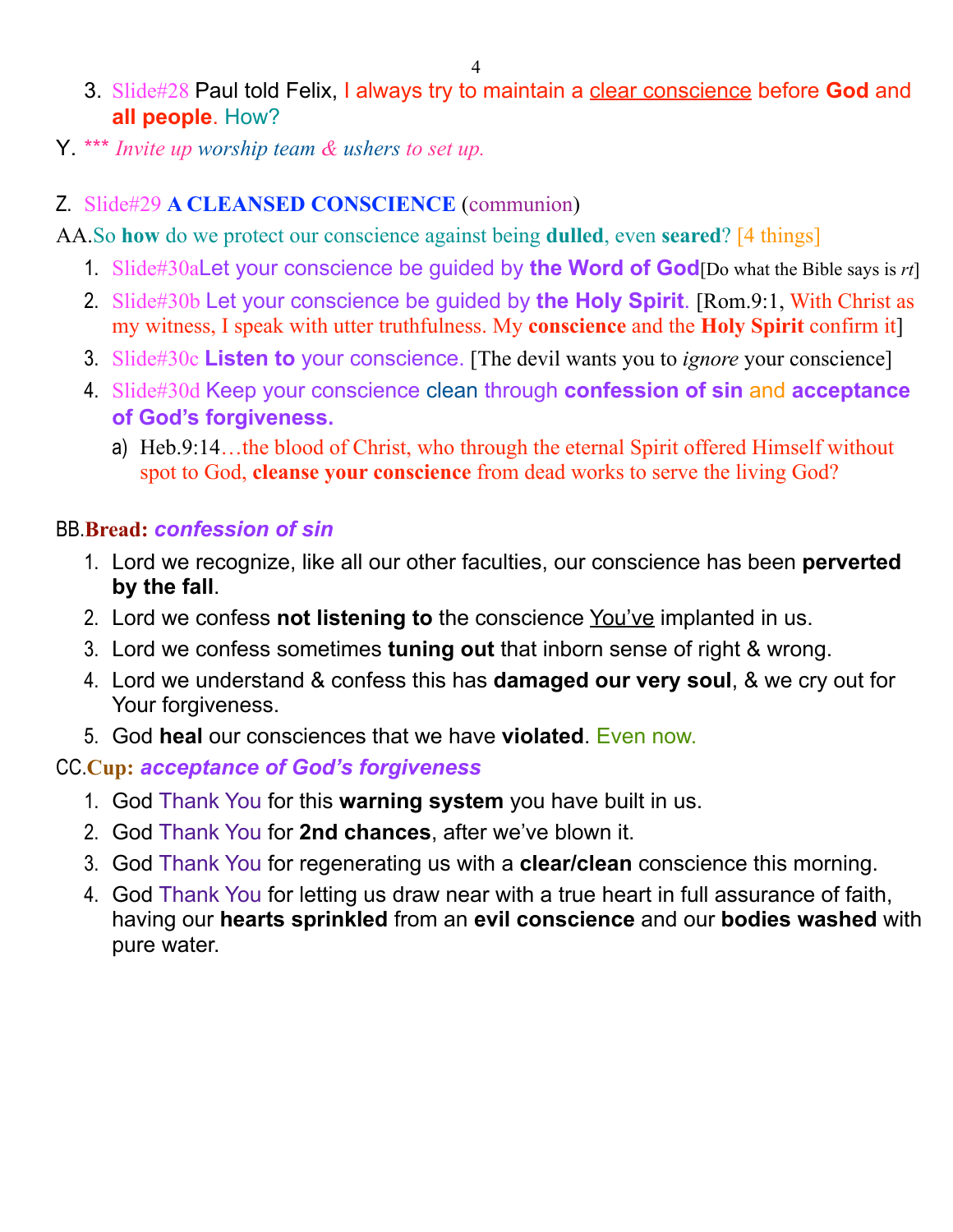3. Slide#28 Paul told Felix, I always try to maintain a clear conscience before **God** and **all people**. How?

Y. *\*\*\* Invite up worship team & ushers to set up.*

Z. Slide#29 **A CLEANSED CONSCIENCE** (communion)

AA. So **how** do we protect our conscience against being **dulled**, even **seared**? [4 things]

1. Slide#30aLet your conscience be guided by **the Word of God**[Do what the Bible says is *rt*]
2. Slide#30b Let your conscience be guided by **the Holy Spirit**. [Rom.9:1, With Christ as my witness, I speak with utter truthfulness. My **conscience** and the **Holy Spirit** confirm it]
3. Slide#30c **Listen to** your conscience. [The devil wants you to *ignore* your conscience]
4. Slide#30d Keep your conscience clean through **confession of sin** and **acceptance of God's forgiveness.**
   a) Heb.9:14…the blood of Christ, who through the eternal Spirit offered Himself without spot to God, **cleanse your conscience** from dead works to serve the living God?

BB. **Bread:** ***confession of sin***

1. Lord we recognize, like all our other faculties, our conscience has been **perverted by the fall**.
2. Lord we confess **not listening to** the conscience You've implanted in us.
3. Lord we confess sometimes **tuning out** that inborn sense of right & wrong.
4. Lord we understand & confess this has **damaged our very soul**, & we cry out for Your forgiveness.
5. God **heal** our consciences that we have **violated**. Even now.

CC. **Cup:** ***acceptance of God's forgiveness***

1. God Thank You for this **warning system** you have built in us.
2. God Thank You for **2nd chances**, after we've blown it.
3. God Thank You for regenerating us with a **clear/clean** conscience this morning.
4. God Thank You for letting us draw near with a true heart in full assurance of faith, having our **hearts sprinkled** from an **evil conscience** and our **bodies washed** with pure water.